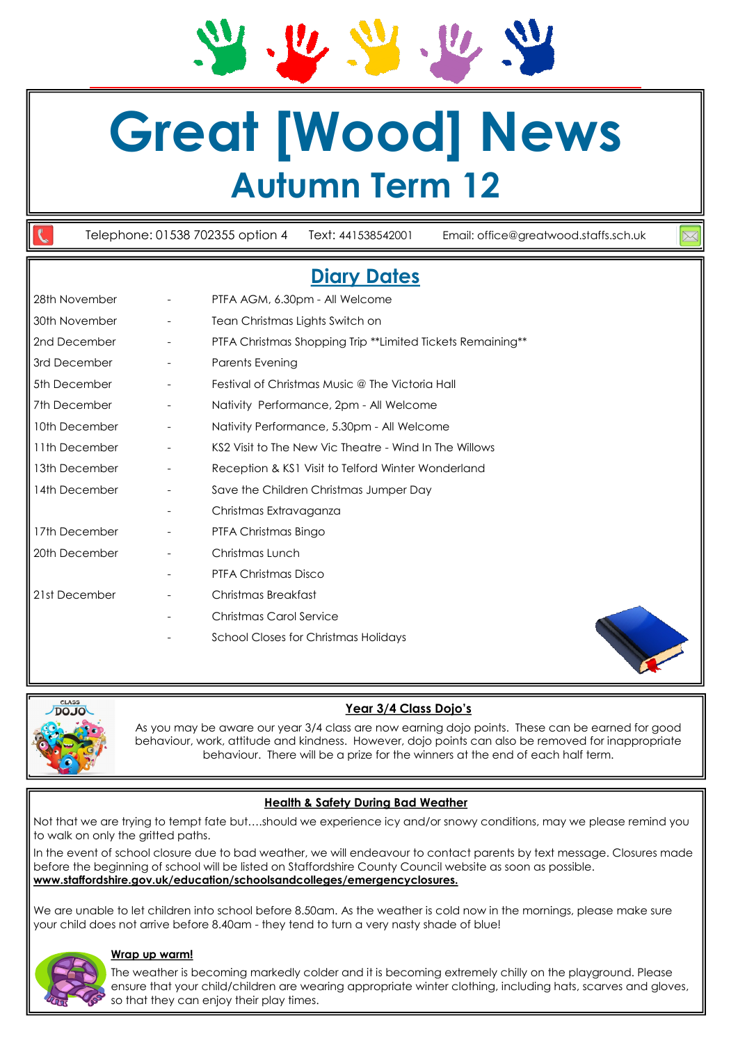# Great [Wood] News

## Autumn Term 12

Telephone: 01538 702355 option 4 Text: 441538542001 Email: office@greatwood.staffs.sch.uk

## Diary Dates

| | | |
|---|---|---|
| 28th November | - | PTFA AGM, 6.30pm - All Welcome |
| 30th November | - | Tean Christmas Lights Switch on |
| 2nd December | - | PTFA Christmas Shopping Trip **Limited Tickets Remaining** |
| 3rd December | - | Parents Evening |
| 5th December | - | Festival of Christmas Music @ The Victoria Hall |
| 7th December | - | Nativity Performance, 2pm - All Welcome |
| 10th December | - | Nativity Performance, 5.30pm - All Welcome |
| 11th December | - | KS2 Visit to The New Vic Theatre - Wind In The Willows |
| 13th December | - | Reception & KS1 Visit to Telford Winter Wonderland |
| 14th December | - | Save the Children Christmas Jumper Day |
| | - | Christmas Extravaganza |
| 17th December | - | PTFA Christmas Bingo |
| 20th December | - | Christmas Lunch |
| | - | PTFA Christmas Disco |
| 21st December | - | Christmas Breakfast |
| | - | Christmas Carol Service |
| | - | School Closes for Christmas Holidays |

### Year 3/4 Class Dojo's

As you may be aware our year 3/4 class are now earning dojo points. These can be earned for good behaviour, work, attitude and kindness. However, dojo points can also be removed for inappropriate behaviour. There will be a prize for the winners at the end of each half term.

### Health & Safety During Bad Weather

Not that we are trying to tempt fate but….should we experience icy and/or snowy conditions, may we please remind you to walk on only the gritted paths.

In the event of school closure due to bad weather, we will endeavour to contact parents by text message. Closures made before the beginning of school will be listed on Staffordshire County Council website as soon as possible. **www.staffordshire.gov.uk/education/schoolsandcolleges/emergencyclosures.**

We are unable to let children into school before 8.50am. As the weather is cold now in the mornings, please make sure your child does not arrive before 8.40am - they tend to turn a very nasty shade of blue!

**Wrap up warm!**

The weather is becoming markedly colder and it is becoming extremely chilly on the playground. Please ensure that your child/children are wearing appropriate winter clothing, including hats, scarves and gloves, so that they can enjoy their play times.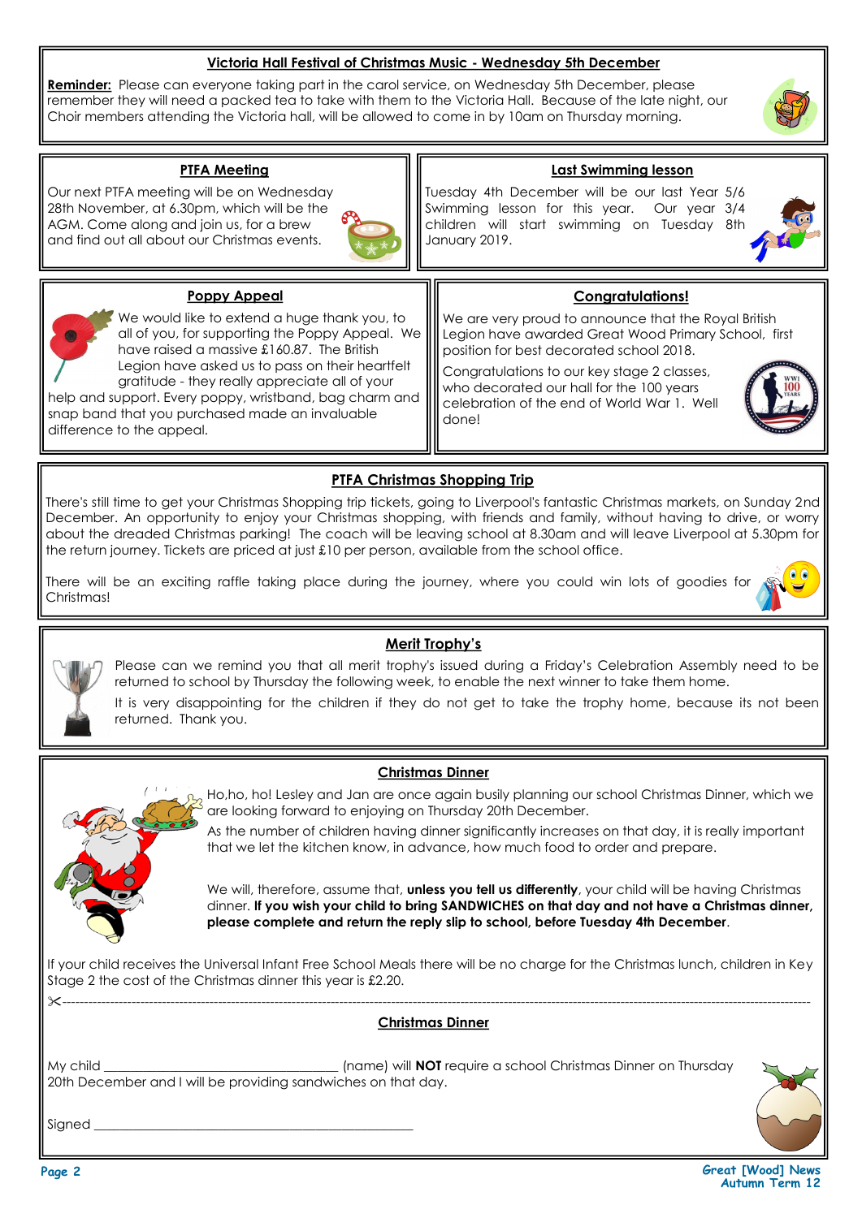## Victoria Hall Festival of Christmas Music - Wednesday 5th December

**Reminder:** Please can everyone taking part in the carol service, on Wednesday 5th December, please remember they will need a packed tea to take with them to the Victoria Hall. Because of the late night, our Choir members attending the Victoria hall, will be allowed to come in by 10am on Thursday morning.

## PTFA Meeting

Our next PTFA meeting will be on Wednesday 28th November, at 6.30pm, which will be the AGM. Come along and join us, for a brew and find out all about our Christmas events.

## Last Swimming lesson

Tuesday 4th December will be our last Year 5/6 Swimming lesson for this year. Our year 3/4 children will start swimming on Tuesday 8th January 2019.

## Poppy Appeal

We would like to extend a huge thank you, to all of you, for supporting the Poppy Appeal. We have raised a massive £160.87. The British Legion have asked us to pass on their heartfelt gratitude - they really appreciate all of your help and support. Every poppy, wristband, bag charm and snap band that you purchased made an invaluable difference to the appeal.

## Congratulations!

We are very proud to announce that the Royal British Legion have awarded Great Wood Primary School, first position for best decorated school 2018.

Congratulations to our key stage 2 classes, who decorated our hall for the 100 years celebration of the end of World War 1. Well done!

## PTFA Christmas Shopping Trip

There's still time to get your Christmas Shopping trip tickets, going to Liverpool's fantastic Christmas markets, on Sunday 2nd December. An opportunity to enjoy your Christmas shopping, with friends and family, without having to drive, or worry about the dreaded Christmas parking! The coach will be leaving school at 8.30am and will leave Liverpool at 5.30pm for the return journey. Tickets are priced at just £10 per person, available from the school office.

There will be an exciting raffle taking place during the journey, where you could win lots of goodies for Christmas!

## Merit Trophy's

Please can we remind you that all merit trophy's issued during a Friday's Celebration Assembly need to be returned to school by Thursday the following week, to enable the next winner to take them home.

It is very disappointing for the children if they do not get to take the trophy home, because its not been returned. Thank you.

## Christmas Dinner

Ho,ho, ho! Lesley and Jan are once again busily planning our school Christmas Dinner, which we are looking forward to enjoying on Thursday 20th December.

As the number of children having dinner significantly increases on that day, it is really important that we let the kitchen know, in advance, how much food to order and prepare.

We will, therefore, assume that, **unless you tell us differently**, your child will be having Christmas dinner. **If you wish your child to bring SANDWICHES on that day and not have a Christmas dinner, please complete and return the reply slip to school, before Tuesday 4th December**.

If your child receives the Universal Infant Free School Meals there will be no charge for the Christmas lunch, children in Key Stage 2 the cost of the Christmas dinner this year is £2.20.

✂-----------------------------------------------------------------------------------------------

## Christmas Dinner

My child ________________________________ (name) will **NOT** require a school Christmas Dinner on Thursday 20th December and I will be providing sandwiches on that day.

Signed ____________________________________________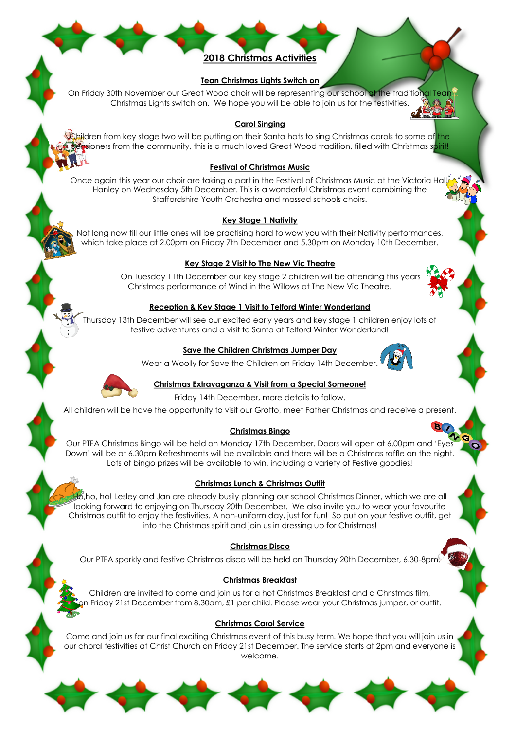# 2018 Christmas Activities

## Tean Christmas Lights Switch on

On Friday 30th November our Great Wood choir will be representing our school at the traditional Tean Christmas Lights switch on. We hope you will be able to join us for the festivities.

## Carol Singing

Children from key stage two will be putting on their Santa hats to sing Christmas carols to some of the pensioners from the community, this is a much loved Great Wood tradition, filled with Christmas spirit!

## Festival of Christmas Music

Once again this year our choir are taking a part in the Festival of Christmas Music at the Victoria Hall Hanley on Wednesday 5th December. This is a wonderful Christmas event combining the Staffordshire Youth Orchestra and massed schools choirs.

## Key Stage 1 Nativity

Not long now till our little ones will be practising hard to wow you with their Nativity performances, which take place at 2.00pm on Friday 7th December and 5.30pm on Monday 10th December.

## Key Stage 2 Visit to The New Vic Theatre

On Tuesday 11th December our key stage 2 children will be attending this years Christmas performance of Wind in the Willows at The New Vic Theatre.

## Reception & Key Stage 1 Visit to Telford Winter Wonderland

Thursday 13th December will see our excited early years and key stage 1 children enjoy lots of festive adventures and a visit to Santa at Telford Winter Wonderland!

## Save the Children Christmas Jumper Day

Wear a Woolly for Save the Children on Friday 14th December.

## Christmas Extravaganza & Visit from a Special Someone!

Friday 14th December, more details to follow.

All children will be have the opportunity to visit our Grotto, meet Father Christmas and receive a present.

## Christmas Bingo

Our PTFA Christmas Bingo will be held on Monday 17th December. Doors will open at 6.00pm and 'Eyes Down' will be at 6.30pm Refreshments will be available and there will be a Christmas raffle on the night. Lots of bingo prizes will be available to win, including a variety of Festive goodies!

## Christmas Lunch & Christmas Outfit

Ho,ho, ho! Lesley and Jan are already busily planning our school Christmas Dinner, which we are all looking forward to enjoying on Thursday 20th December. We also invite you to wear your favourite Christmas outfit to enjoy the festivities. A non-uniform day, just for fun! So put on your festive outfit, get into the Christmas spirit and join us in dressing up for Christmas!

## Christmas Disco

Our PTFA sparkly and festive Christmas disco will be held on Thursday 20th December, 6.30-8pm.

## Christmas Breakfast

Children are invited to come and join us for a hot Christmas Breakfast and a Christmas film, on Friday 21st December from 8.30am, £1 per child. Please wear your Christmas jumper, or outfit.

## Christmas Carol Service

Come and join us for our final exciting Christmas event of this busy term. We hope that you will join us in our choral festivities at Christ Church on Friday 21st December. The service starts at 2pm and everyone is welcome.